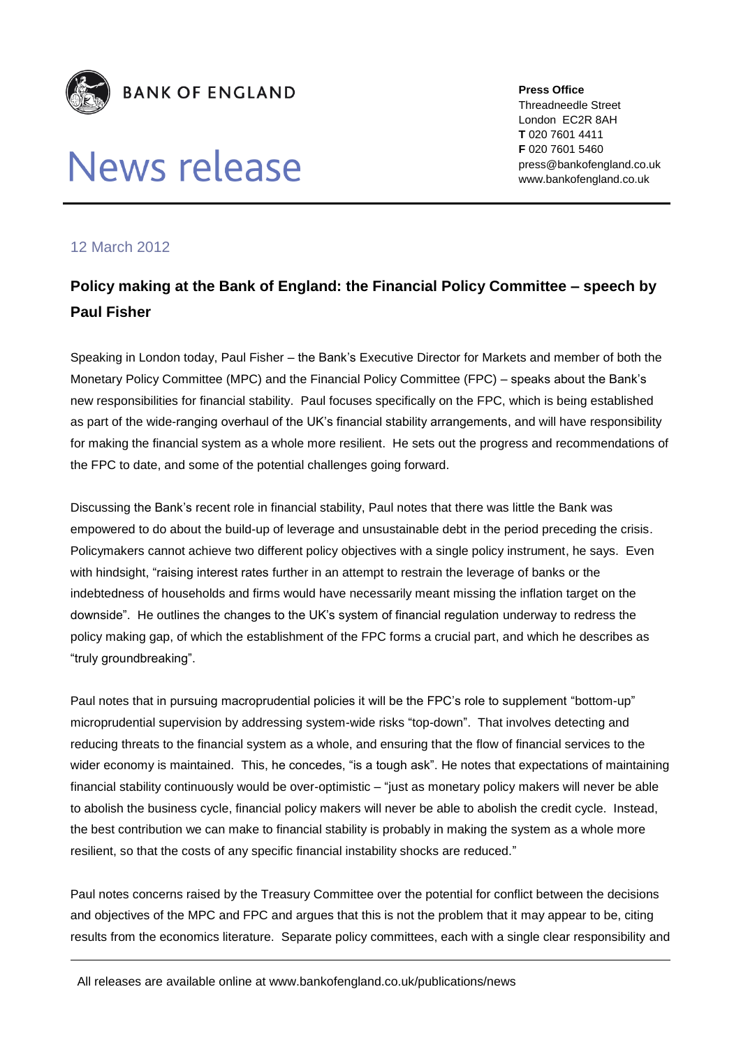**BANK OF ENGLAND**

# News release

**Press Office**
Threadneedle Street
London EC2R 8AH
**T** 020 7601 4411
**F** 020 7601 5460
press@bankofengland.co.uk
www.bankofengland.co.uk

12 March 2012

## Policy making at the Bank of England: the Financial Policy Committee – speech by Paul Fisher

Speaking in London today, Paul Fisher – the Bank's Executive Director for Markets and member of both the Monetary Policy Committee (MPC) and the Financial Policy Committee (FPC) – speaks about the Bank's new responsibilities for financial stability. Paul focuses specifically on the FPC, which is being established as part of the wide-ranging overhaul of the UK's financial stability arrangements, and will have responsibility for making the financial system as a whole more resilient. He sets out the progress and recommendations of the FPC to date, and some of the potential challenges going forward.

Discussing the Bank's recent role in financial stability, Paul notes that there was little the Bank was empowered to do about the build-up of leverage and unsustainable debt in the period preceding the crisis. Policymakers cannot achieve two different policy objectives with a single policy instrument, he says. Even with hindsight, "raising interest rates further in an attempt to restrain the leverage of banks or the indebtedness of households and firms would have necessarily meant missing the inflation target on the downside". He outlines the changes to the UK's system of financial regulation underway to redress the policy making gap, of which the establishment of the FPC forms a crucial part, and which he describes as "truly groundbreaking".

Paul notes that in pursuing macroprudential policies it will be the FPC's role to supplement "bottom-up" microprudential supervision by addressing system-wide risks "top-down". That involves detecting and reducing threats to the financial system as a whole, and ensuring that the flow of financial services to the wider economy is maintained. This, he concedes, "is a tough ask". He notes that expectations of maintaining financial stability continuously would be over-optimistic – "just as monetary policy makers will never be able to abolish the business cycle, financial policy makers will never be able to abolish the credit cycle. Instead, the best contribution we can make to financial stability is probably in making the system as a whole more resilient, so that the costs of any specific financial instability shocks are reduced."

Paul notes concerns raised by the Treasury Committee over the potential for conflict between the decisions and objectives of the MPC and FPC and argues that this is not the problem that it may appear to be, citing results from the economics literature. Separate policy committees, each with a single clear responsibility and

All releases are available online at www.bankofengland.co.uk/publications/news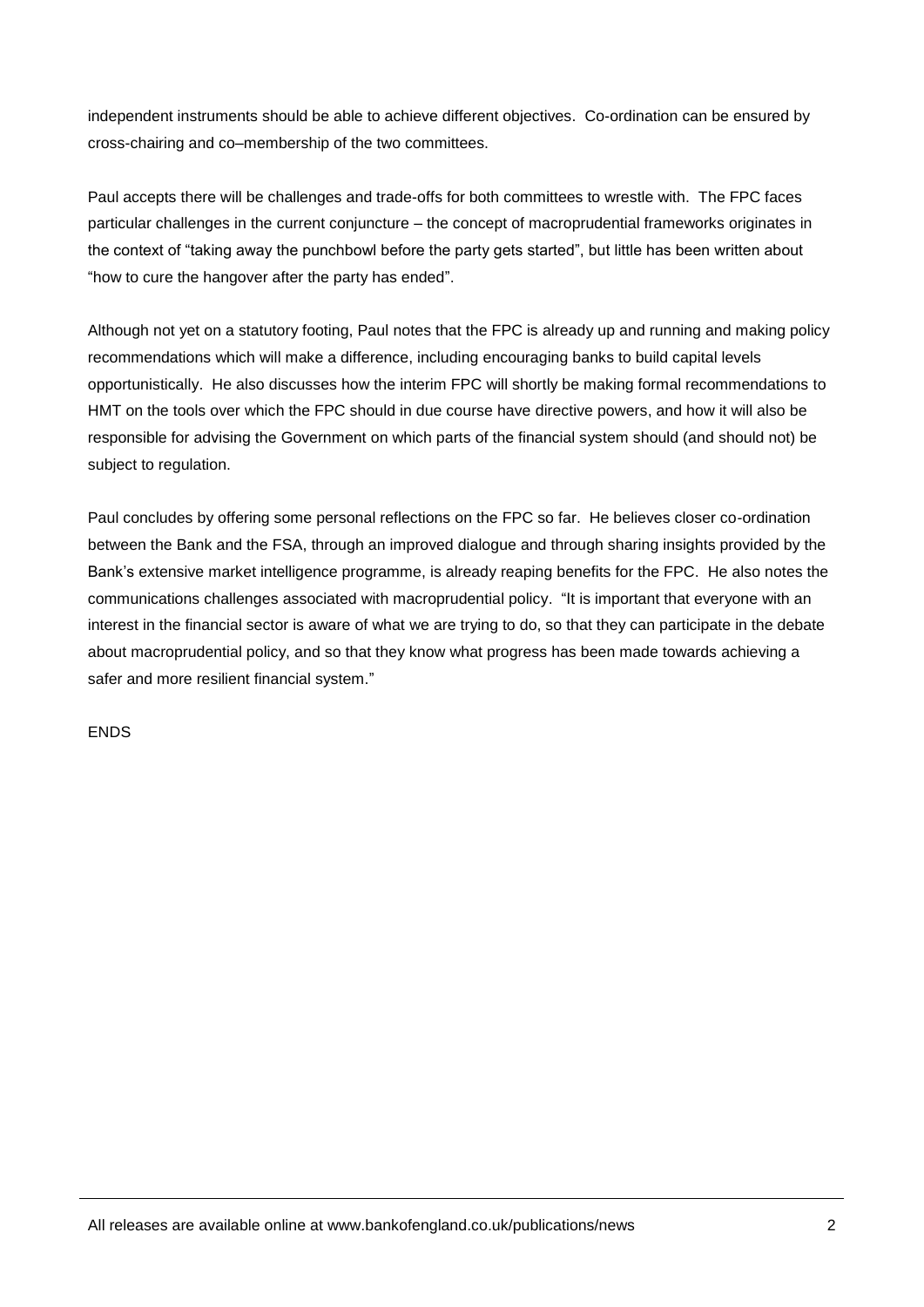independent instruments should be able to achieve different objectives. Co-ordination can be ensured by cross-chairing and co–membership of the two committees.

Paul accepts there will be challenges and trade-offs for both committees to wrestle with. The FPC faces particular challenges in the current conjuncture – the concept of macroprudential frameworks originates in the context of "taking away the punchbowl before the party gets started", but little has been written about "how to cure the hangover after the party has ended".

Although not yet on a statutory footing, Paul notes that the FPC is already up and running and making policy recommendations which will make a difference, including encouraging banks to build capital levels opportunistically. He also discusses how the interim FPC will shortly be making formal recommendations to HMT on the tools over which the FPC should in due course have directive powers, and how it will also be responsible for advising the Government on which parts of the financial system should (and should not) be subject to regulation.

Paul concludes by offering some personal reflections on the FPC so far. He believes closer co-ordination between the Bank and the FSA, through an improved dialogue and through sharing insights provided by the Bank's extensive market intelligence programme, is already reaping benefits for the FPC. He also notes the communications challenges associated with macroprudential policy. "It is important that everyone with an interest in the financial sector is aware of what we are trying to do, so that they can participate in the debate about macroprudential policy, and so that they know what progress has been made towards achieving a safer and more resilient financial system."

ENDS

All releases are available online at www.bankofengland.co.uk/publications/news